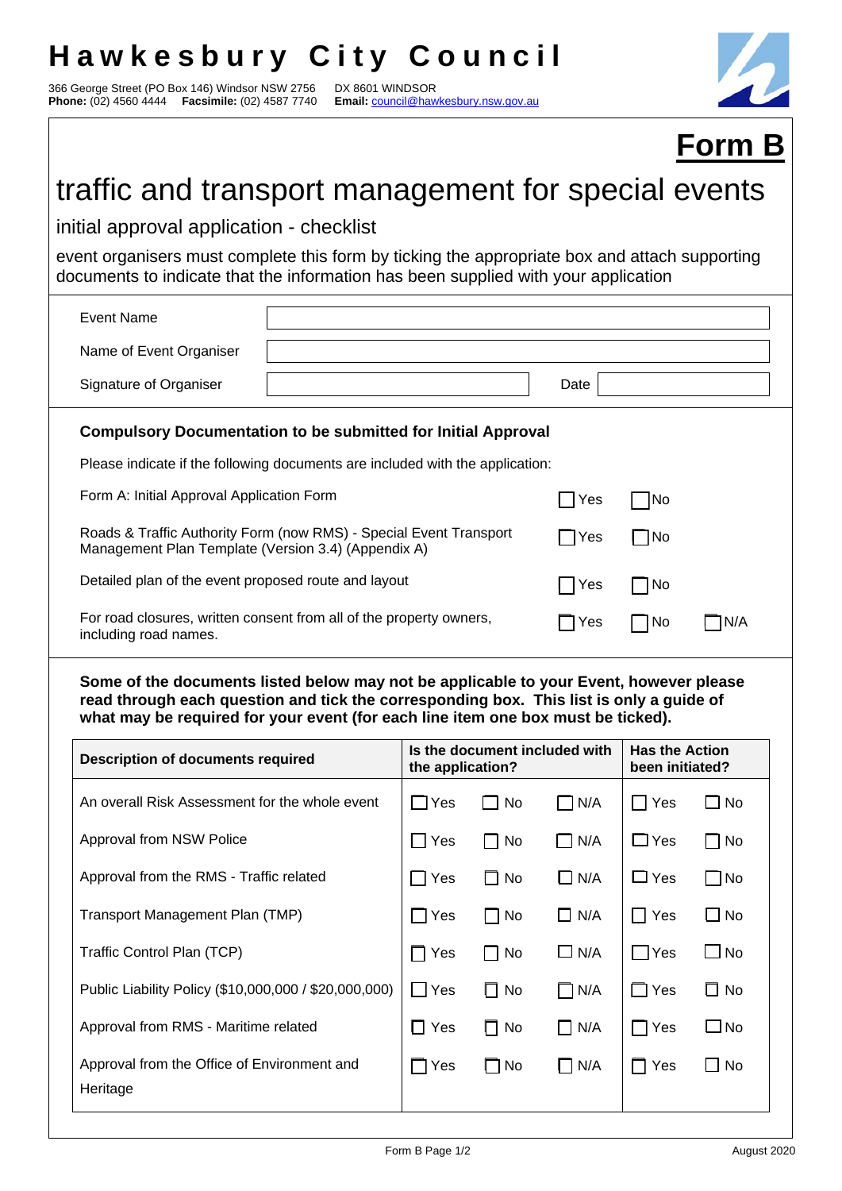# Hawkesbury City Council

366 George Street (PO Box 146) Windsor NSW 2756 DX 8601 WINDSOR
**Phone:** (02) 4560 4444 **Facsimile:** (02) 4587 7740 **Email:** council@hawkesbury.nsw.gov.au

## Form B

# traffic and transport management for special events

## initial approval application - checklist

event organisers must complete this form by ticking the appropriate box and attach supporting documents to indicate that the information has been supplied with your application

| | | | |
|---|---|---|---|
| Event Name | | | |
| Name of Event Organiser | | | |
| Signature of Organiser | | Date | |

**Compulsory Documentation to be submitted for Initial Approval**

Please indicate if the following documents are included with the application:

| | | | |
|---|---|---|---|
| Form A: Initial Approval Application Form | ☐ Yes | ☐ No | |
| Roads & Traffic Authority Form (now RMS) - Special Event Transport Management Plan Template (Version 3.4) (Appendix A) | ☐ Yes | ☐ No | |
| Detailed plan of the event proposed route and layout | ☐ Yes | ☐ No | |
| For road closures, written consent from all of the property owners, including road names. | ☐ Yes | ☐ No | ☐ N/A |

**Some of the documents listed below may not be applicable to your Event, however please read through each question and tick the corresponding box. This list is only a guide of what may be required for your event (for each line item one box must be ticked).**

| Description of documents required | Is the document included with the application? | | | Has the Action been initiated? | |
|---|---|---|---|---|---|
| An overall Risk Assessment for the whole event | ☐ Yes | ☐ No | ☐ N/A | ☐ Yes | ☐ No |
| Approval from NSW Police | ☐ Yes | ☐ No | ☐ N/A | ☐ Yes | ☐ No |
| Approval from the RMS - Traffic related | ☐ Yes | ☐ No | ☐ N/A | ☐ Yes | ☐ No |
| Transport Management Plan (TMP) | ☐ Yes | ☐ No | ☐ N/A | ☐ Yes | ☐ No |
| Traffic Control Plan (TCP) | ☐ Yes | ☐ No | ☐ N/A | ☐ Yes | ☐ No |
| Public Liability Policy ($10,000,000 / $20,000,000) | ☐ Yes | ☐ No | ☐ N/A | ☐ Yes | ☐ No |
| Approval from RMS - Maritime related | ☐ Yes | ☐ No | ☐ N/A | ☐ Yes | ☐ No |
| Approval from the Office of Environment and Heritage | ☐ Yes | ☐ No | ☐ N/A | ☐ Yes | ☐ No |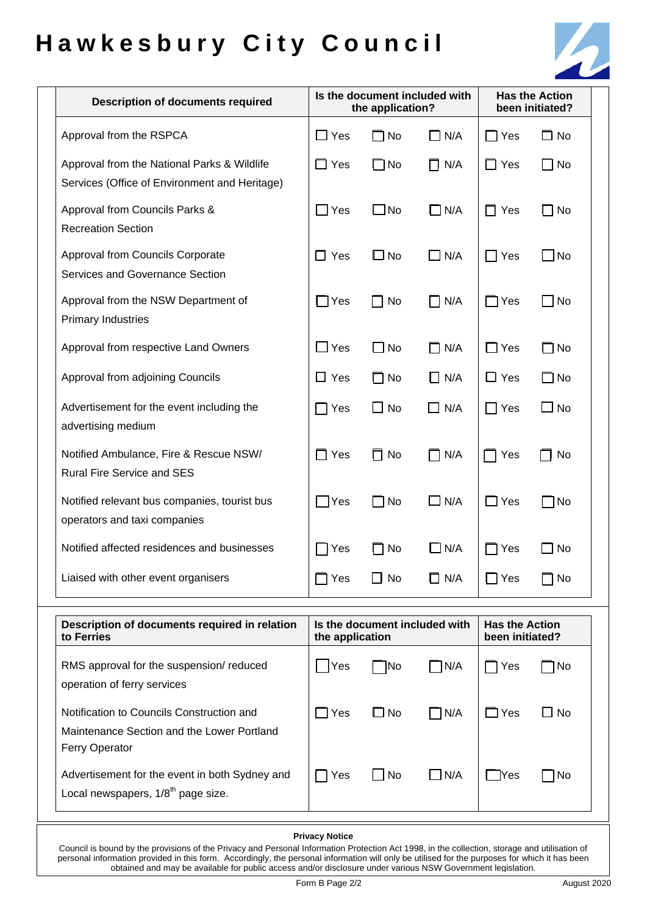# Hawkesbury City Council

| Description of documents required | Is the document included with the application? | | | Has the Action been initiated? | |
|---|---|---|---|---|---|
| Approval from the RSPCA | ☐ Yes | ☐ No | ☐ N/A | ☐ Yes | ☐ No |
| Approval from the National Parks & Wildlife Services (Office of Environment and Heritage) | ☐ Yes | ☐ No | ☐ N/A | ☐ Yes | ☐ No |
| Approval from Councils Parks & Recreation Section | ☐ Yes | ☐ No | ☐ N/A | ☐ Yes | ☐ No |
| Approval from Councils Corporate Services and Governance Section | ☐ Yes | ☐ No | ☐ N/A | ☐ Yes | ☐ No |
| Approval from the NSW Department of Primary Industries | ☐ Yes | ☐ No | ☐ N/A | ☐ Yes | ☐ No |
| Approval from respective Land Owners | ☐ Yes | ☐ No | ☐ N/A | ☐ Yes | ☐ No |
| Approval from adjoining Councils | ☐ Yes | ☐ No | ☐ N/A | ☐ Yes | ☐ No |
| Advertisement for the event including the advertising medium | ☐ Yes | ☐ No | ☐ N/A | ☐ Yes | ☐ No |
| Notified Ambulance, Fire & Rescue NSW/ Rural Fire Service and SES | ☐ Yes | ☐ No | ☐ N/A | ☐ Yes | ☐ No |
| Notified relevant bus companies, tourist bus operators and taxi companies | ☐ Yes | ☐ No | ☐ N/A | ☐ Yes | ☐ No |
| Notified affected residences and businesses | ☐ Yes | ☐ No | ☐ N/A | ☐ Yes | ☐ No |
| Liaised with other event organisers | ☐ Yes | ☐ No | ☐ N/A | ☐ Yes | ☐ No |

| Description of documents required in relation to Ferries | Is the document included with the application | | | Has the Action been initiated? | |
|---|---|---|---|---|---|
| RMS approval for the suspension/ reduced operation of ferry services | ☐ Yes | ☐ No | ☐ N/A | ☐ Yes | ☐ No |
| Notification to Councils Construction and Maintenance Section and the Lower Portland Ferry Operator | ☐ Yes | ☐ No | ☐ N/A | ☐ Yes | ☐ No |
| Advertisement for the event in both Sydney and Local newspapers, 1/8th page size. | ☐ Yes | ☐ No | ☐ N/A | ☐ Yes | ☐ No |

**Privacy Notice**

Council is bound by the provisions of the Privacy and Personal Information Protection Act 1998, in the collection, storage and utilisation of personal information provided in this form. Accordingly, the personal information will only be utilised for the purposes for which it has been obtained and may be available for public access and/or disclosure under various NSW Government legislation.

Form B Page 2/2 August 2020